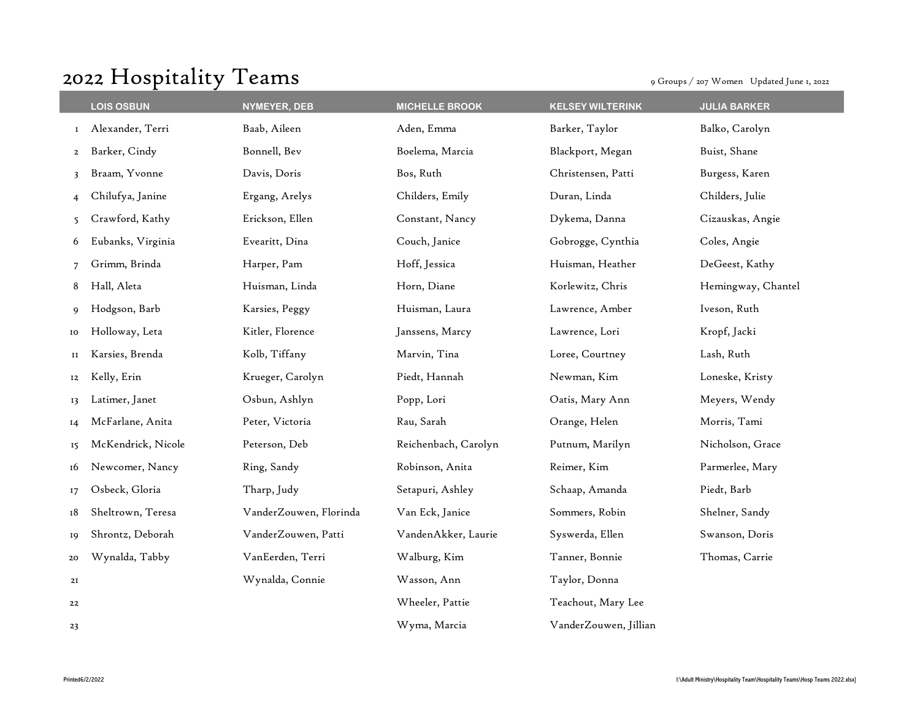# 2022 Hospitality Teams

9 Groups / 207 Women  Updated June 1, 2022

| | LOIS OSBUN | NYMEYER, DEB | MICHELLE BROOK | KELSEY WILTERINK | JULIA BARKER |
|---|---|---|---|---|---|
| 1 | Alexander, Terri | Baab, Aileen | Aden, Emma | Barker, Taylor | Balko, Carolyn |
| 2 | Barker, Cindy | Bonnell, Bev | Boelema, Marcia | Blackport, Megan | Buist, Shane |
| 3 | Braam, Yvonne | Davis, Doris | Bos, Ruth | Christensen, Patti | Burgess, Karen |
| 4 | Chilufya, Janine | Ergang, Arelys | Childers, Emily | Duran, Linda | Childers, Julie |
| 5 | Crawford, Kathy | Erickson, Ellen | Constant, Nancy | Dykema, Danna | Cizauskas, Angie |
| 6 | Eubanks, Virginia | Evearitt, Dina | Couch, Janice | Gobrogge, Cynthia | Coles, Angie |
| 7 | Grimm, Brinda | Harper, Pam | Hoff, Jessica | Huisman, Heather | DeGeest, Kathy |
| 8 | Hall, Aleta | Huisman, Linda | Horn, Diane | Korlewitz, Chris | Hemingway, Chantel |
| 9 | Hodgson, Barb | Karsies, Peggy | Huisman, Laura | Lawrence, Amber | Iveson, Ruth |
| 10 | Holloway, Leta | Kitler, Florence | Janssens, Marcy | Lawrence, Lori | Kropf, Jacki |
| 11 | Karsies, Brenda | Kolb, Tiffany | Marvin, Tina | Loree, Courtney | Lash, Ruth |
| 12 | Kelly, Erin | Krueger, Carolyn | Piedt, Hannah | Newman, Kim | Loneske, Kristy |
| 13 | Latimer, Janet | Osbun, Ashlyn | Popp, Lori | Oatis, Mary Ann | Meyers, Wendy |
| 14 | McFarlane, Anita | Peter, Victoria | Rau, Sarah | Orange, Helen | Morris, Tami |
| 15 | McKendrick, Nicole | Peterson, Deb | Reichenbach, Carolyn | Putnum, Marilyn | Nicholson, Grace |
| 16 | Newcomer, Nancy | Ring, Sandy | Robinson, Anita | Reimer, Kim | Parmerlee, Mary |
| 17 | Osbeck, Gloria | Tharp, Judy | Setapuri, Ashley | Schaap, Amanda | Piedt, Barb |
| 18 | Sheltrown, Teresa | VanderZouwen, Florinda | Van Eck, Janice | Sommers, Robin | Shelner, Sandy |
| 19 | Shrontz, Deborah | VanderZouwen, Patti | VandenAkker, Laurie | Syswerda, Ellen | Swanson, Doris |
| 20 | Wynalda, Tabby | VanEerden, Terri | Walburg, Kim | Tanner, Bonnie | Thomas, Carrie |
| 21 | | Wynalda, Connie | Wasson, Ann | Taylor, Donna | |
| 22 | | | Wheeler, Pattie | Teachout, Mary Lee | |
| 23 | | | Wyma, Marcia | VanderZouwen, Jillian | |

Printed6/2/2022

I:\Adult Ministry\Hospitality Team\Hospitality Teams\Hosp Teams 2022.xlsx]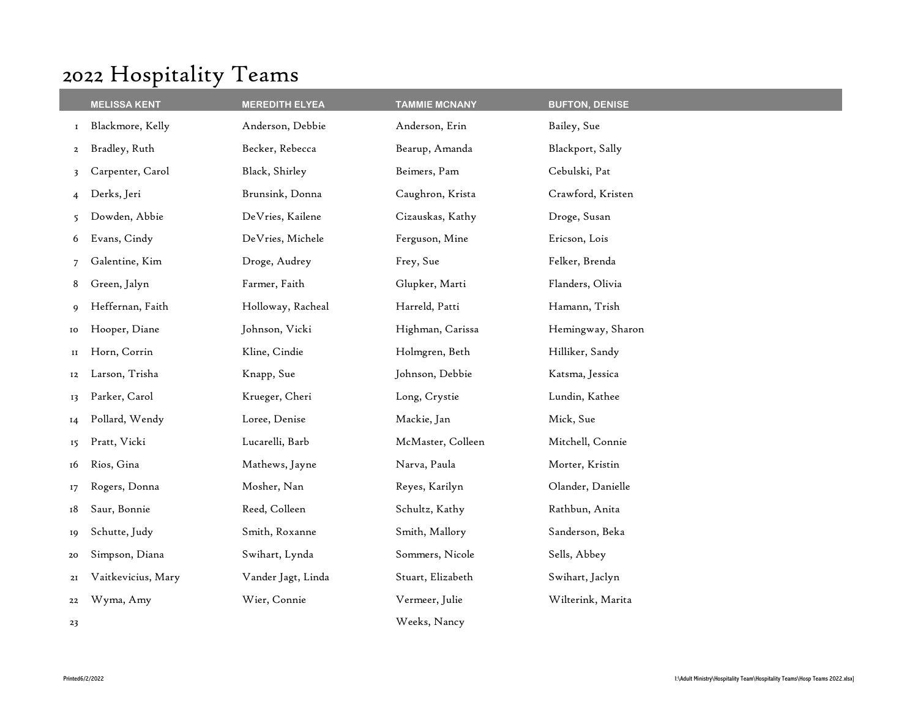# 2022 Hospitality Teams

| | MELISSA KENT | MEREDITH ELYEA | TAMMIE MCNANY | BUFTON, DENISE |
|---|---|---|---|---|
| 1 | Blackmore, Kelly | Anderson, Debbie | Anderson, Erin | Bailey, Sue |
| 2 | Bradley, Ruth | Becker, Rebecca | Bearup, Amanda | Blackport, Sally |
| 3 | Carpenter, Carol | Black, Shirley | Beimers, Pam | Cebulski, Pat |
| 4 | Derks, Jeri | Brunsink, Donna | Caughron, Krista | Crawford, Kristen |
| 5 | Dowden, Abbie | DeVries, Kailene | Cizauskas, Kathy | Droge, Susan |
| 6 | Evans, Cindy | DeVries, Michele | Ferguson, Mine | Ericson, Lois |
| 7 | Galentine, Kim | Droge, Audrey | Frey, Sue | Felker, Brenda |
| 8 | Green, Jalyn | Farmer, Faith | Glupker, Marti | Flanders, Olivia |
| 9 | Heffernan, Faith | Holloway, Racheal | Harreld, Patti | Hamann, Trish |
| 10 | Hooper, Diane | Johnson, Vicki | Highman, Carissa | Hemingway, Sharon |
| 11 | Horn, Corrin | Kline, Cindie | Holmgren, Beth | Hilliker, Sandy |
| 12 | Larson, Trisha | Knapp, Sue | Johnson, Debbie | Katsma, Jessica |
| 13 | Parker, Carol | Krueger, Cheri | Long, Crystie | Lundin, Kathee |
| 14 | Pollard, Wendy | Loree, Denise | Mackie, Jan | Mick, Sue |
| 15 | Pratt, Vicki | Lucarelli, Barb | McMaster, Colleen | Mitchell, Connie |
| 16 | Rios, Gina | Mathews, Jayne | Narva, Paula | Morter, Kristin |
| 17 | Rogers, Donna | Mosher, Nan | Reyes, Karilyn | Olander, Danielle |
| 18 | Saur, Bonnie | Reed, Colleen | Schultz, Kathy | Rathbun, Anita |
| 19 | Schutte, Judy | Smith, Roxanne | Smith, Mallory | Sanderson, Beka |
| 20 | Simpson, Diana | Swihart, Lynda | Sommers, Nicole | Sells, Abbey |
| 21 | Vaitkevicius, Mary | Vander Jagt, Linda | Stuart, Elizabeth | Swihart, Jaclyn |
| 22 | Wyma, Amy | Wier, Connie | Vermeer, Julie | Wilterink, Marita |
| 23 | | | Weeks, Nancy | |

Printed6/2/2022

I:\Adult Ministry\Hospitality Team\Hospitality Teams\Hosp Teams 2022.xlsx]